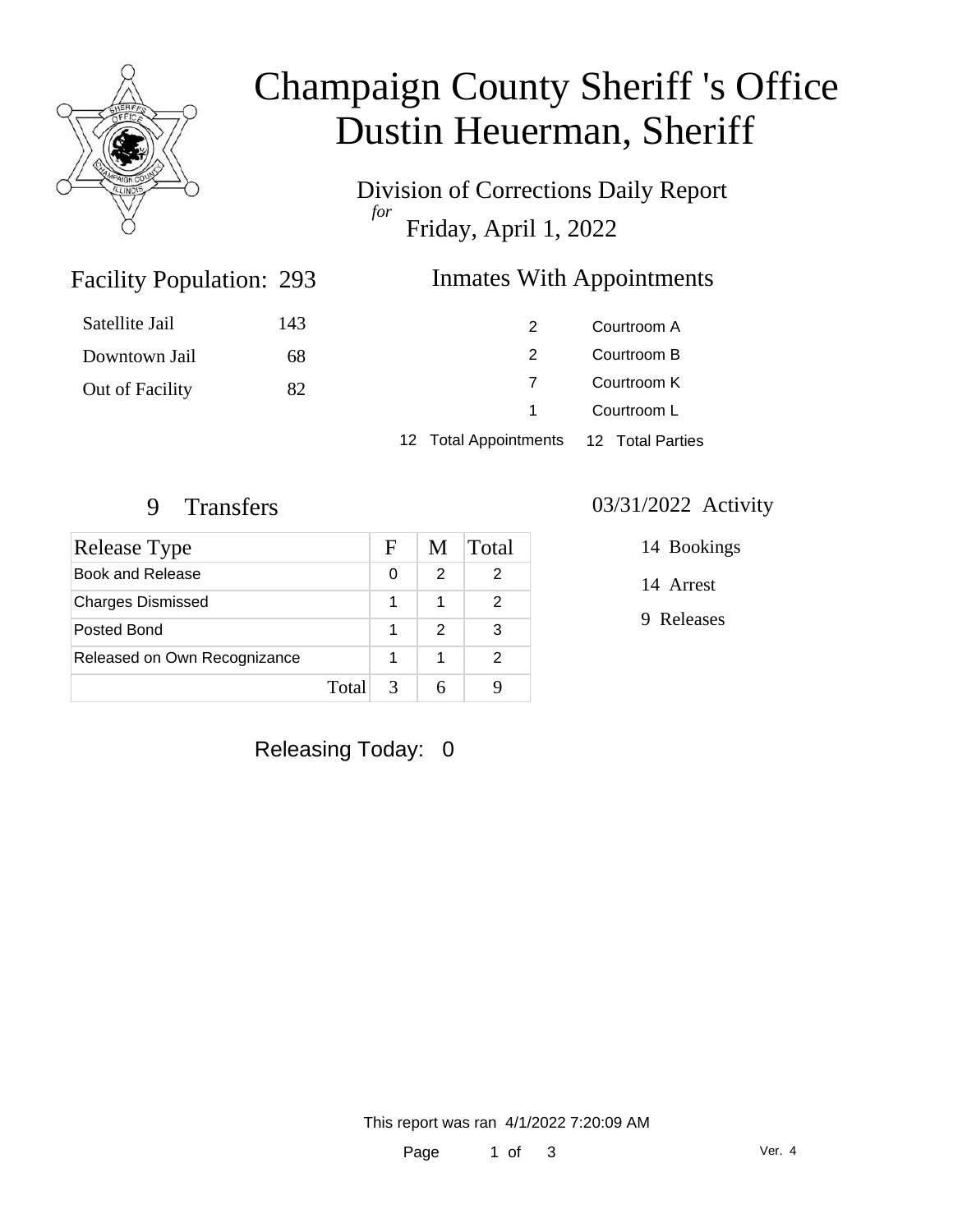# Champaign County Sheriff 's Office
# Dustin Heuerman, Sheriff

Division of Corrections Daily Report

*for*

Friday, April 1, 2022

## Facility Population: 293

| | |
|---|---|
| Satellite Jail | 143 |
| Downtown Jail | 68 |
| Out of Facility | 82 |

## Inmates With Appointments

| | |
|---|---|
| 2 | Courtroom A |
| 2 | Courtroom B |
| 7 | Courtroom K |
| 1 | Courtroom L |
| 12 Total Appointments | 12 Total Parties |

## 9 Transfers

| Release Type | F | M | Total |
|---|---|---|---|
| Book and Release | 0 | 2 | 2 |
| Charges Dismissed | 1 | 1 | 2 |
| Posted Bond | 1 | 2 | 3 |
| Released on Own Recognizance | 1 | 1 | 2 |
| Total | 3 | 6 | 9 |

## 03/31/2022 Activity

14 Bookings

14 Arrest

9 Releases

Releasing Today: 0

This report was ran 4/1/2022 7:20:09 AM

Ver. 4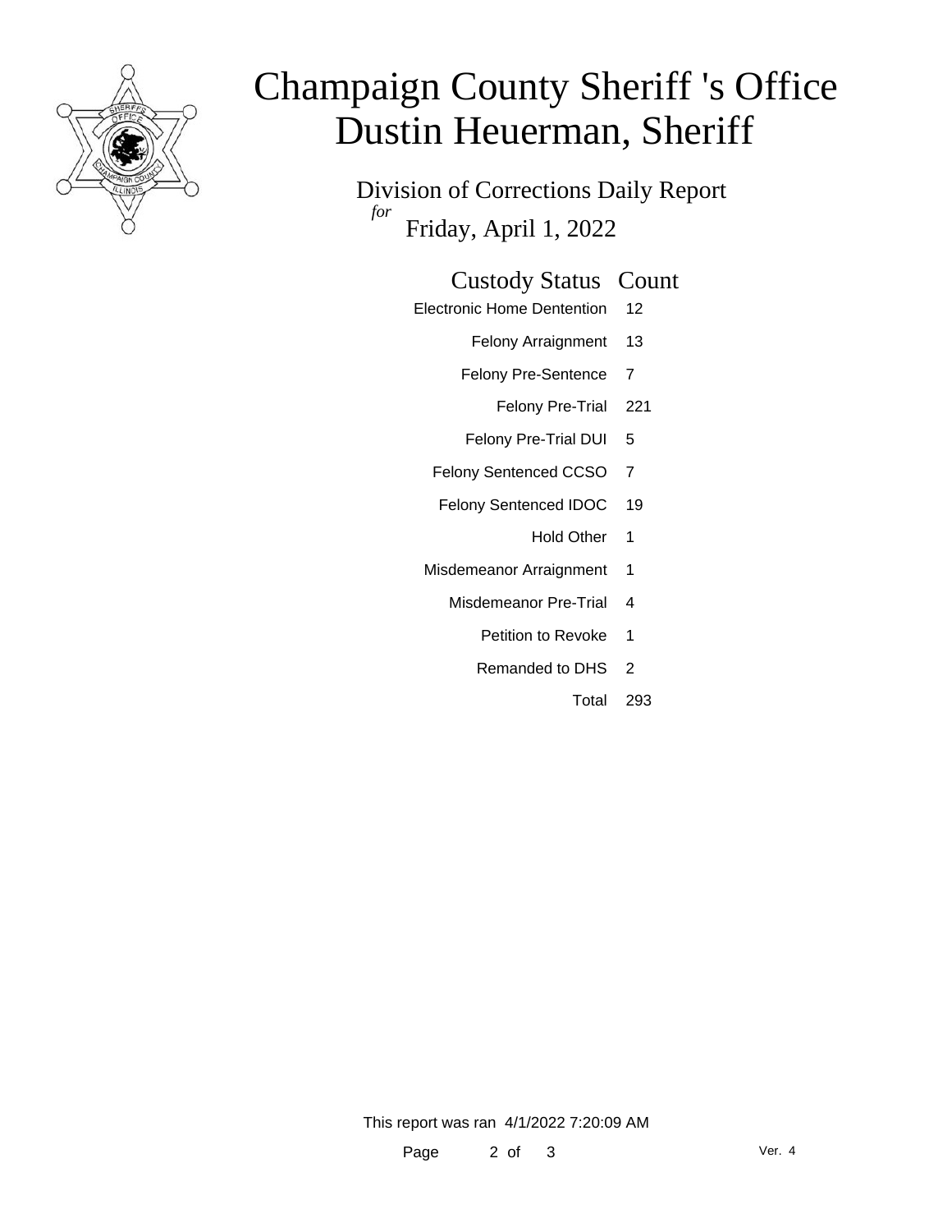# Champaign County Sheriff 's Office
# Dustin Heuerman, Sheriff

## Division of Corrections Daily Report

*for* Friday, April 1, 2022

| Custody Status | Count |
|---|---|
| Electronic Home Dentention | 12 |
| Felony Arraignment | 13 |
| Felony Pre-Sentence | 7 |
| Felony Pre-Trial | 221 |
| Felony Pre-Trial DUI | 5 |
| Felony Sentenced CCSO | 7 |
| Felony Sentenced IDOC | 19 |
| Hold Other | 1 |
| Misdemeanor Arraignment | 1 |
| Misdemeanor Pre-Trial | 4 |
| Petition to Revoke | 1 |
| Remanded to DHS | 2 |
| Total | 293 |

This report was ran 4/1/2022 7:20:09 AM

Ver. 4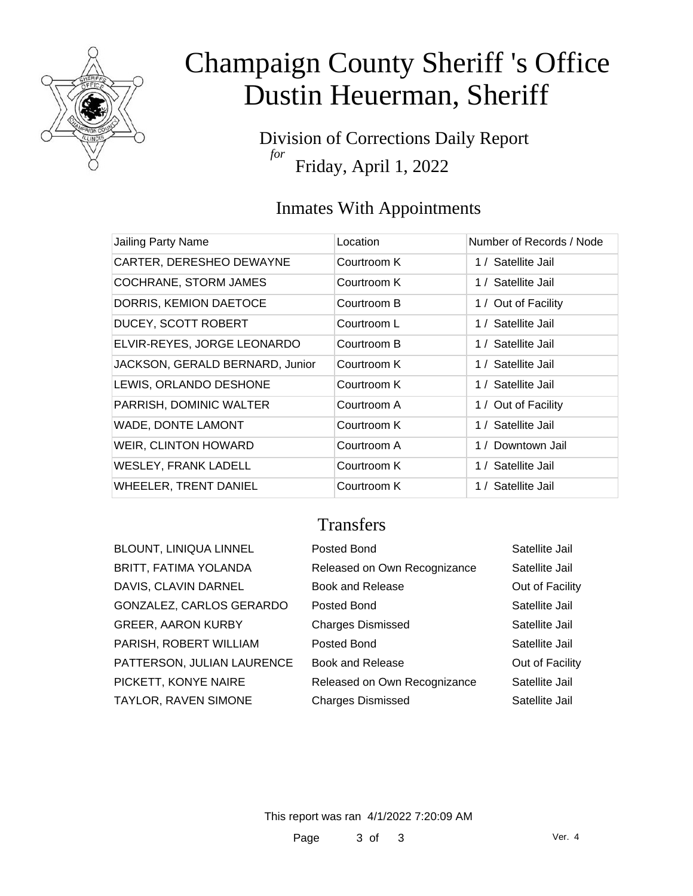# Champaign County Sheriff 's Office
# Dustin Heuerman, Sheriff

Division of Corrections Daily Report

*for*

Friday, April 1, 2022

## Inmates With Appointments

| Jailing Party Name | Location | Number of Records / Node |
|---|---|---|
| CARTER, DERESHEO DEWAYNE | Courtroom K | 1 / Satellite Jail |
| COCHRANE, STORM JAMES | Courtroom K | 1 / Satellite Jail |
| DORRIS, KEMION DAETOCE | Courtroom B | 1 / Out of Facility |
| DUCEY, SCOTT ROBERT | Courtroom L | 1 / Satellite Jail |
| ELVIR-REYES, JORGE LEONARDO | Courtroom B | 1 / Satellite Jail |
| JACKSON, GERALD BERNARD, Junior | Courtroom K | 1 / Satellite Jail |
| LEWIS, ORLANDO DESHONE | Courtroom K | 1 / Satellite Jail |
| PARRISH, DOMINIC WALTER | Courtroom A | 1 / Out of Facility |
| WADE, DONTE LAMONT | Courtroom K | 1 / Satellite Jail |
| WEIR, CLINTON HOWARD | Courtroom A | 1 / Downtown Jail |
| WESLEY, FRANK LADELL | Courtroom K | 1 / Satellite Jail |
| WHEELER, TRENT DANIEL | Courtroom K | 1 / Satellite Jail |

## Transfers

| | | |
|---|---|---|
| BLOUNT, LINIQUA LINNEL | Posted Bond | Satellite Jail |
| BRITT, FATIMA YOLANDA | Released on Own Recognizance | Satellite Jail |
| DAVIS, CLAVIN DARNEL | Book and Release | Out of Facility |
| GONZALEZ, CARLOS GERARDO | Posted Bond | Satellite Jail |
| GREER, AARON KURBY | Charges Dismissed | Satellite Jail |
| PARISH, ROBERT WILLIAM | Posted Bond | Satellite Jail |
| PATTERSON, JULIAN LAURENCE | Book and Release | Out of Facility |
| PICKETT, KONYE NAIRE | Released on Own Recognizance | Satellite Jail |
| TAYLOR, RAVEN SIMONE | Charges Dismissed | Satellite Jail |

This report was ran 4/1/2022 7:20:09 AM

Ver. 4